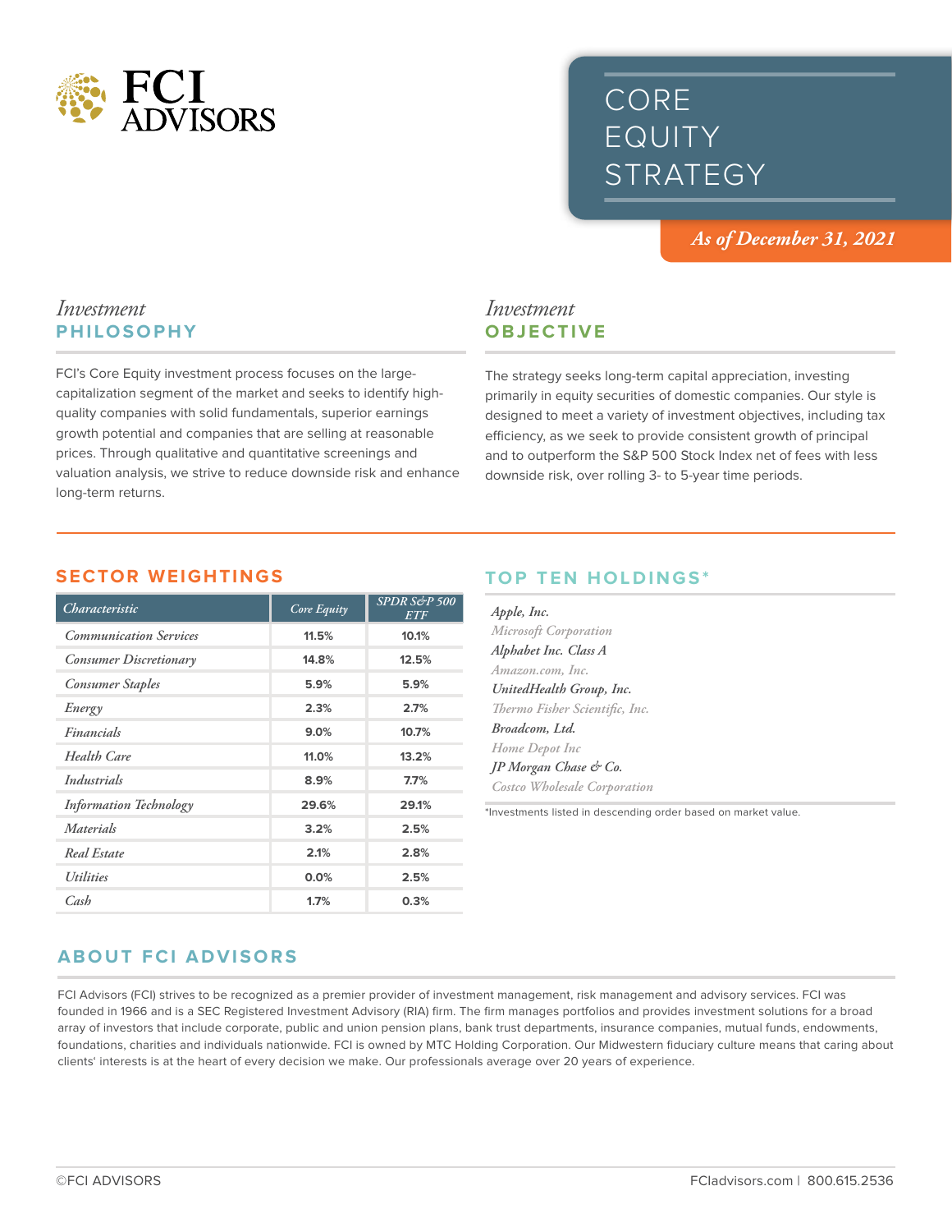# FCI ADVISORS

# CORE EQUITY STRATEGY

*As of December 31, 2021*

## *Investment* PHILOSOPHY

FCI's Core Equity investment process focuses on the large-capitalization segment of the market and seeks to identify high-quality companies with solid fundamentals, superior earnings growth potential and companies that are selling at reasonable prices. Through qualitative and quantitative screenings and valuation analysis, we strive to reduce downside risk and enhance long-term returns.

## *Investment* OBJECTIVE

The strategy seeks long-term capital appreciation, investing primarily in equity securities of domestic companies. Our style is designed to meet a variety of investment objectives, including tax efficiency, as we seek to provide consistent growth of principal and to outperform the S&P 500 Stock Index net of fees with less downside risk, over rolling 3- to 5-year time periods.

## SECTOR WEIGHTINGS

| Characteristic | Core Equity | SPDR S&P 500 ETF |
|---|---|---|
| Communication Services | 11.5% | 10.1% |
| Consumer Discretionary | 14.8% | 12.5% |
| Consumer Staples | 5.9% | 5.9% |
| Energy | 2.3% | 2.7% |
| Financials | 9.0% | 10.7% |
| Health Care | 11.0% | 13.2% |
| Industrials | 8.9% | 7.7% |
| Information Technology | 29.6% | 29.1% |
| Materials | 3.2% | 2.5% |
| Real Estate | 2.1% | 2.8% |
| Utilities | 0.0% | 2.5% |
| Cash | 1.7% | 0.3% |

## TOP TEN HOLDINGS*

- Apple, Inc.
- Microsoft Corporation
- Alphabet Inc. Class A
- Amazon.com, Inc.
- UnitedHealth Group, Inc.
- Thermo Fisher Scientific, Inc.
- Broadcom, Ltd.
- Home Depot Inc
- JP Morgan Chase & Co.
- Costco Wholesale Corporation

*Investments listed in descending order based on market value.

## ABOUT FCI ADVISORS

FCI Advisors (FCI) strives to be recognized as a premier provider of investment management, risk management and advisory services. FCI was founded in 1966 and is a SEC Registered Investment Advisory (RIA) firm. The firm manages portfolios and provides investment solutions for a broad array of investors that include corporate, public and union pension plans, bank trust departments, insurance companies, mutual funds, endowments, foundations, charities and individuals nationwide. FCI is owned by MTC Holding Corporation. Our Midwestern fiduciary culture means that caring about clients' interests is at the heart of every decision we make. Our professionals average over 20 years of experience.

©FCI ADVISORS

FCIadvisors.com | 800.615.2536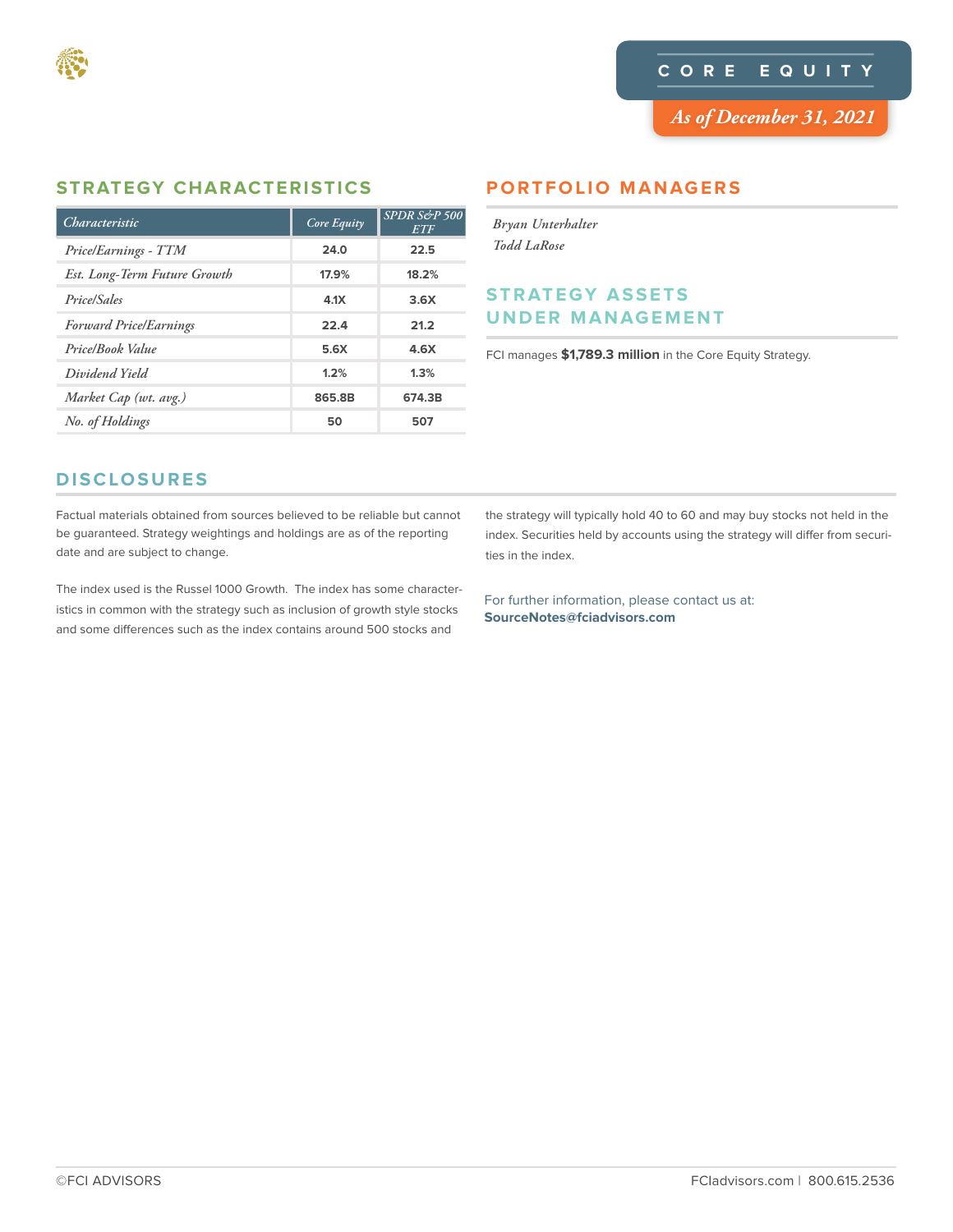# CORE EQUITY

*As of December 31, 2021*

## STRATEGY CHARACTERISTICS

| *Characteristic* | *Core Equity* | *SPDR S&P 500 ETF* |
|---|---|---|
| *Price/Earnings - TTM* | **24.0** | **22.5** |
| *Est. Long-Term Future Growth* | **17.9%** | **18.2%** |
| *Price/Sales* | **4.1X** | **3.6X** |
| *Forward Price/Earnings* | **22.4** | **21.2** |
| *Price/Book Value* | **5.6X** | **4.6X** |
| *Dividend Yield* | **1.2%** | **1.3%** |
| *Market Cap (wt. avg.)* | **865.8B** | **674.3B** |
| *No. of Holdings* | **50** | **507** |

## PORTFOLIO MANAGERS

*Bryan Unterhalter*
*Todd LaRose*

## STRATEGY ASSETS UNDER MANAGEMENT

FCI manages **$1,789.3 million** in the Core Equity Strategy.

## DISCLOSURES

Factual materials obtained from sources believed to be reliable but cannot be guaranteed. Strategy weightings and holdings are as of the reporting date and are subject to change.

The index used is the Russel 1000 Growth. The index has some characteristics in common with the strategy such as inclusion of growth style stocks and some differences such as the index contains around 500 stocks and the strategy will typically hold 40 to 60 and may buy stocks not held in the index. Securities held by accounts using the strategy will differ from securities in the index.

For further information, please contact us at:
**SourceNotes@fciadvisors.com**

©FCI ADVISORS

FCIadvisors.com | 800.615.2536